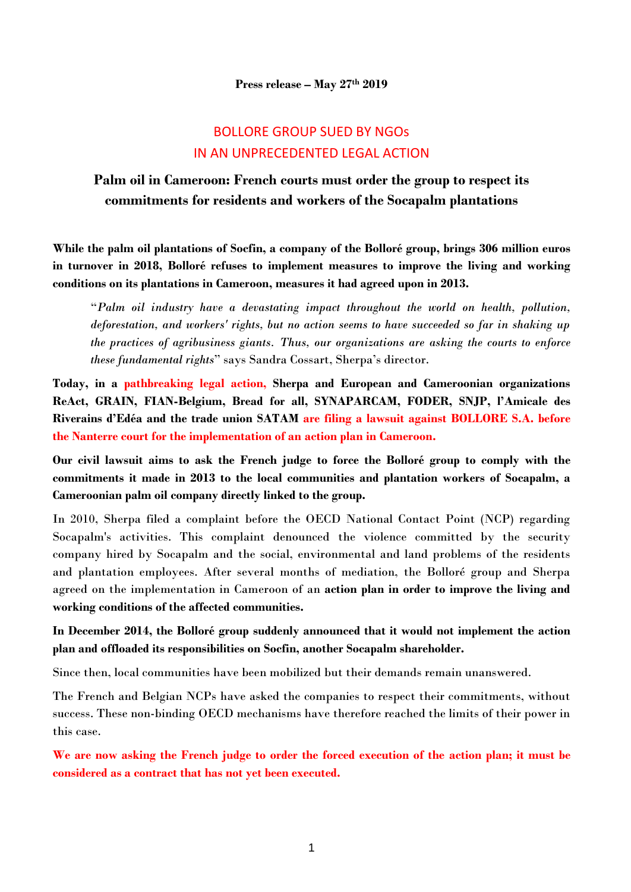**Press release – May 27th 2019**

# BOLLORE GROUP SUED BY NGOs
# IN AN UNPRECEDENTED LEGAL ACTION

## Palm oil in Cameroon: French courts must order the group to respect its commitments for residents and workers of the Socapalm plantations

**While the palm oil plantations of Socfin, a company of the Bolloré group, brings 306 million euros in turnover in 2018, Bolloré refuses to implement measures to improve the living and working conditions on its plantations in Cameroon, measures it had agreed upon in 2013.**

> "*Palm oil industry have a devastating impact throughout the world on health, pollution, deforestation, and workers' rights, but no action seems to have succeeded so far in shaking up the practices of agribusiness giants. Thus, our organizations are asking the courts to enforce these fundamental rights*" says Sandra Cossart, Sherpa's director.

**Today, in a pathbreaking legal action, Sherpa and European and Cameroonian organizations ReAct, GRAIN, FIAN-Belgium, Bread for all, SYNAPARCAM, FODER, SNJP, l'Amicale des Riverains d'Edéa and the trade union SATAM are filing a lawsuit against BOLLORE S.A. before the Nanterre court for the implementation of an action plan in Cameroon.**

**Our civil lawsuit aims to ask the French judge to force the Bolloré group to comply with the commitments it made in 2013 to the local communities and plantation workers of Socapalm, a Cameroonian palm oil company directly linked to the group.**

In 2010, Sherpa filed a complaint before the OECD National Contact Point (NCP) regarding Socapalm's activities. This complaint denounced the violence committed by the security company hired by Socapalm and the social, environmental and land problems of the residents and plantation employees. After several months of mediation, the Bolloré group and Sherpa agreed on the implementation in Cameroon of an **action plan in order to improve the living and working conditions of the affected communities.**

**In December 2014, the Bolloré group suddenly announced that it would not implement the action plan and offloaded its responsibilities on Socfin, another Socapalm shareholder.**

Since then, local communities have been mobilized but their demands remain unanswered.

The French and Belgian NCPs have asked the companies to respect their commitments, without success. These non-binding OECD mechanisms have therefore reached the limits of their power in this case.

**We are now asking the French judge to order the forced execution of the action plan; it must be considered as a contract that has not yet been executed.**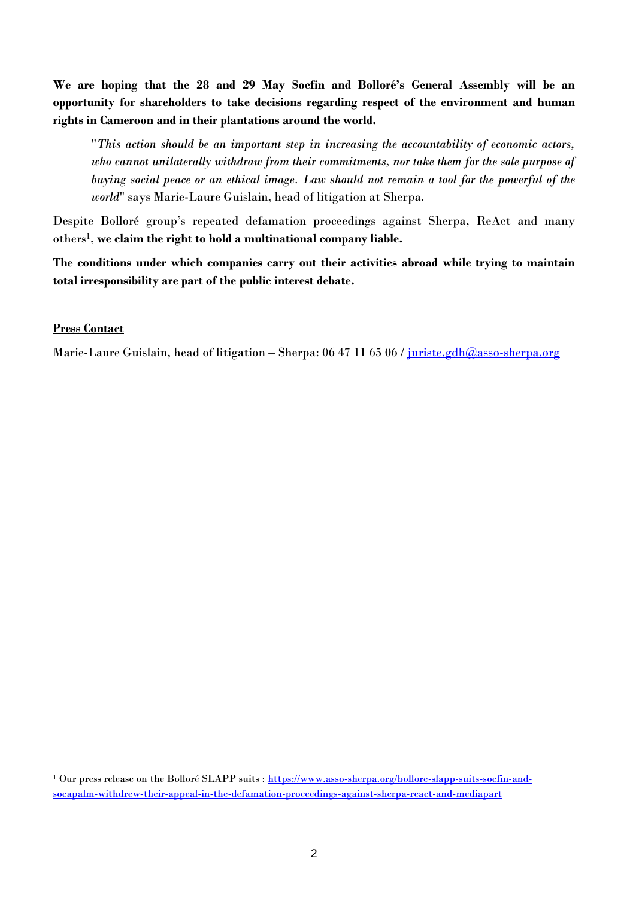**We are hoping that the 28 and 29 May Socfin and Bolloré's General Assembly will be an opportunity for shareholders to take decisions regarding respect of the environment and human rights in Cameroon and in their plantations around the world.**

> "*This action should be an important step in increasing the accountability of economic actors, who cannot unilaterally withdraw from their commitments, nor take them for the sole purpose of buying social peace or an ethical image. Law should not remain a tool for the powerful of the world*" says Marie-Laure Guislain, head of litigation at Sherpa.

Despite Bolloré group's repeated defamation proceedings against Sherpa, ReAct and many others[1], **we claim the right to hold a multinational company liable.**

**The conditions under which companies carry out their activities abroad while trying to maintain total irresponsibility are part of the public interest debate.**

**Press Contact**

Marie-Laure Guislain, head of litigation – Sherpa: 06 47 11 65 06 / juriste.gdh@asso-sherpa.org

---

[1] Our press release on the Bolloré SLAPP suits : https://www.asso-sherpa.org/bollore-slapp-suits-socfin-and-socapalm-withdrew-their-appeal-in-the-defamation-proceedings-against-sherpa-react-and-mediapart